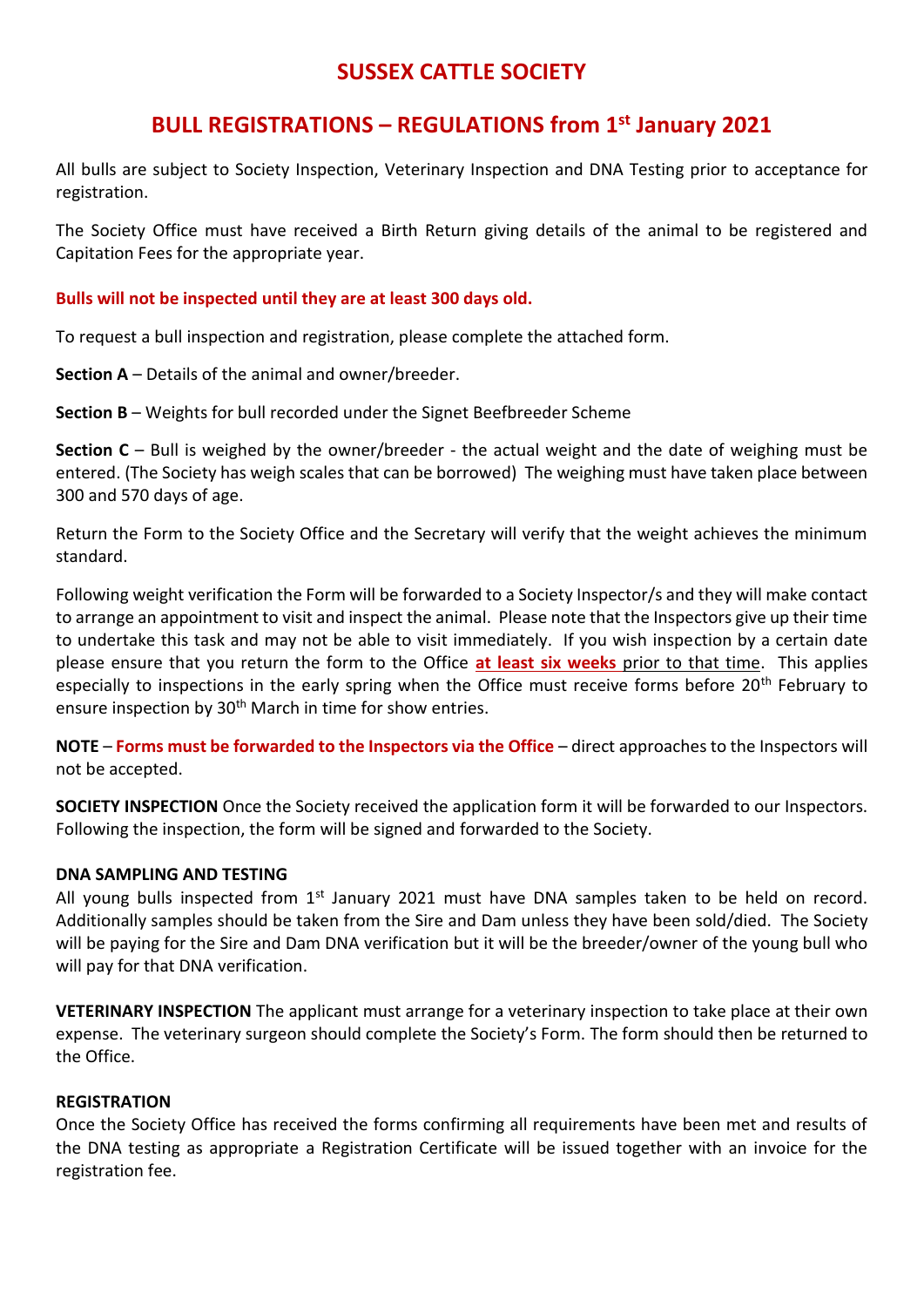# SUSSEX CATTLE SOCIETY

## BULL REGISTRATIONS – REGULATIONS from 1st January 2021

All bulls are subject to Society Inspection, Veterinary Inspection and DNA Testing prior to acceptance for registration.

The Society Office must have received a Birth Return giving details of the animal to be registered and Capitation Fees for the appropriate year.

**Bulls will not be inspected until they are at least 300 days old.**

To request a bull inspection and registration, please complete the attached form.

**Section A** – Details of the animal and owner/breeder.

**Section B** – Weights for bull recorded under the Signet Beefbreeder Scheme

**Section C** – Bull is weighed by the owner/breeder - the actual weight and the date of weighing must be entered. (The Society has weigh scales that can be borrowed) The weighing must have taken place between 300 and 570 days of age.

Return the Form to the Society Office and the Secretary will verify that the weight achieves the minimum standard.

Following weight verification the Form will be forwarded to a Society Inspector/s and they will make contact to arrange an appointment to visit and inspect the animal. Please note that the Inspectors give up their time to undertake this task and may not be able to visit immediately. If you wish inspection by a certain date please ensure that you return the form to the Office **at least six weeks** prior to that time. This applies especially to inspections in the early spring when the Office must receive forms before 20th February to ensure inspection by 30th March in time for show entries.

**NOTE** – **Forms must be forwarded to the Inspectors via the Office** – direct approaches to the Inspectors will not be accepted.

**SOCIETY INSPECTION** Once the Society received the application form it will be forwarded to our Inspectors. Following the inspection, the form will be signed and forwarded to the Society.

**DNA SAMPLING AND TESTING**

All young bulls inspected from 1st January 2021 must have DNA samples taken to be held on record. Additionally samples should be taken from the Sire and Dam unless they have been sold/died. The Society will be paying for the Sire and Dam DNA verification but it will be the breeder/owner of the young bull who will pay for that DNA verification.

**VETERINARY INSPECTION** The applicant must arrange for a veterinary inspection to take place at their own expense. The veterinary surgeon should complete the Society's Form. The form should then be returned to the Office.

**REGISTRATION**

Once the Society Office has received the forms confirming all requirements have been met and results of the DNA testing as appropriate a Registration Certificate will be issued together with an invoice for the registration fee.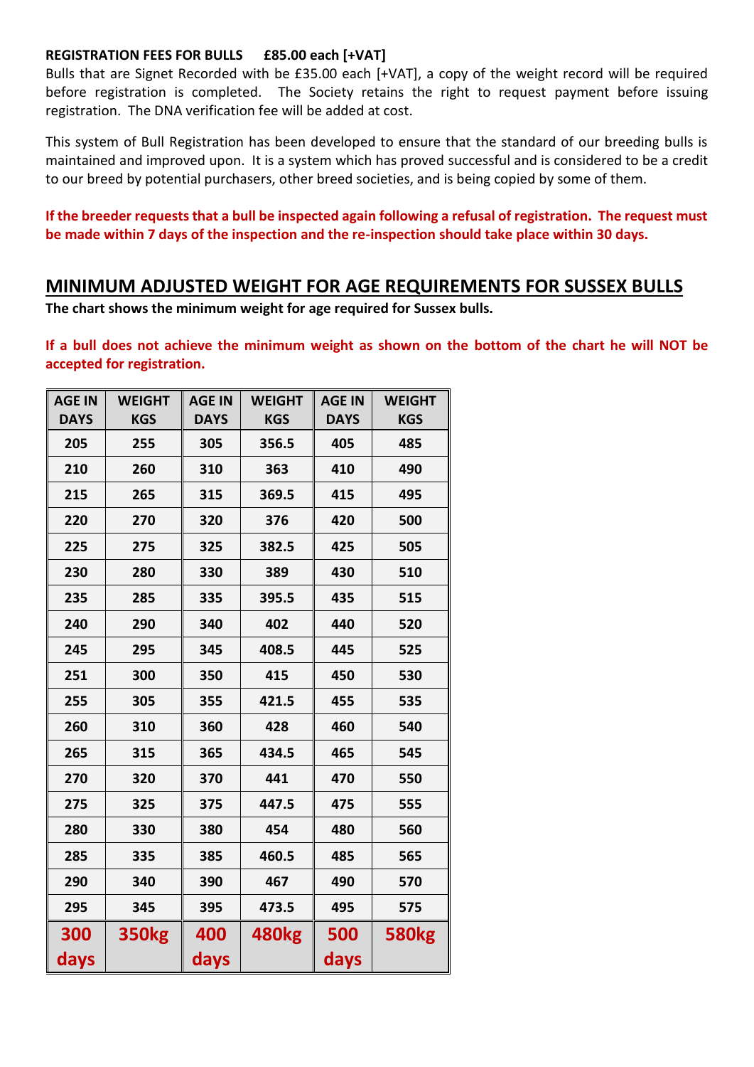**REGISTRATION FEES FOR BULLS £85.00 each [+VAT]**

Bulls that are Signet Recorded with be £35.00 each [+VAT], a copy of the weight record will be required before registration is completed. The Society retains the right to request payment before issuing registration. The DNA verification fee will be added at cost.

This system of Bull Registration has been developed to ensure that the standard of our breeding bulls is maintained and improved upon. It is a system which has proved successful and is considered to be a credit to our breed by potential purchasers, other breed societies, and is being copied by some of them.

**If the breeder requests that a bull be inspected again following a refusal of registration. The request must be made within 7 days of the inspection and the re-inspection should take place within 30 days.**

## MINIMUM ADJUSTED WEIGHT FOR AGE REQUIREMENTS FOR SUSSEX BULLS

**The chart shows the minimum weight for age required for Sussex bulls.**

**If a bull does not achieve the minimum weight as shown on the bottom of the chart he will NOT be accepted for registration.**

| AGE IN DAYS | WEIGHT KGS | AGE IN DAYS | WEIGHT KGS | AGE IN DAYS | WEIGHT KGS |
|---|---|---|---|---|---|
| 205 | 255 | 305 | 356.5 | 405 | 485 |
| 210 | 260 | 310 | 363 | 410 | 490 |
| 215 | 265 | 315 | 369.5 | 415 | 495 |
| 220 | 270 | 320 | 376 | 420 | 500 |
| 225 | 275 | 325 | 382.5 | 425 | 505 |
| 230 | 280 | 330 | 389 | 430 | 510 |
| 235 | 285 | 335 | 395.5 | 435 | 515 |
| 240 | 290 | 340 | 402 | 440 | 520 |
| 245 | 295 | 345 | 408.5 | 445 | 525 |
| 251 | 300 | 350 | 415 | 450 | 530 |
| 255 | 305 | 355 | 421.5 | 455 | 535 |
| 260 | 310 | 360 | 428 | 460 | 540 |
| 265 | 315 | 365 | 434.5 | 465 | 545 |
| 270 | 320 | 370 | 441 | 470 | 550 |
| 275 | 325 | 375 | 447.5 | 475 | 555 |
| 280 | 330 | 380 | 454 | 480 | 560 |
| 285 | 335 | 385 | 460.5 | 485 | 565 |
| 290 | 340 | 390 | 467 | 490 | 570 |
| 295 | 345 | 395 | 473.5 | 495 | 575 |
| **300 days** | **350kg** | **400 days** | **480kg** | **500 days** | **580kg** |